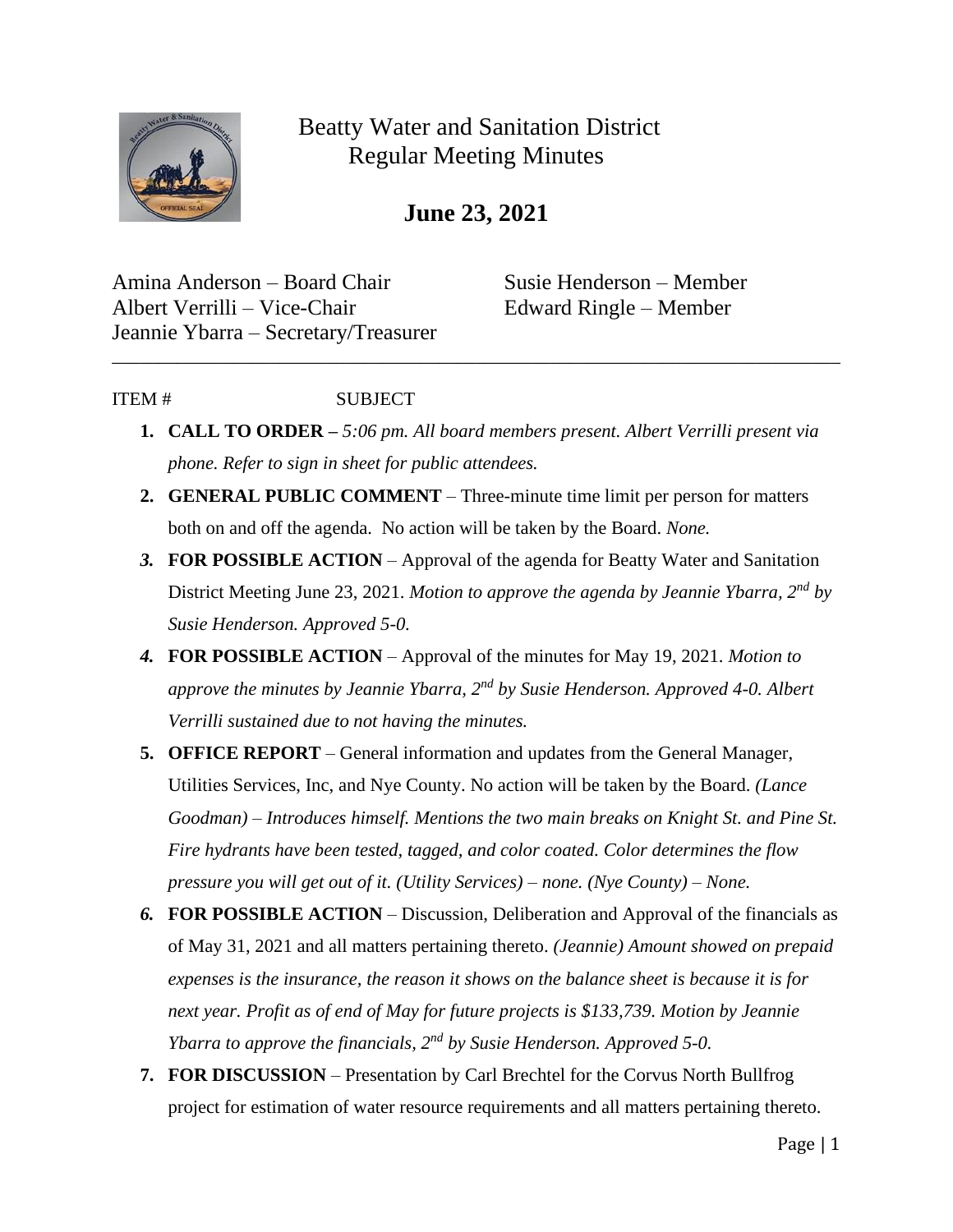# Beatty Water and Sanitation District
## Regular Meeting Minutes

## June 23, 2021

Amina Anderson – Board Chair
Albert Verrilli – Vice-Chair
Jeannie Ybarra – Secretary/Treasurer
Susie Henderson – Member
Edward Ringle – Member

---

ITEM # SUBJECT

1. **CALL TO ORDER –** *5:06 pm. All board members present. Albert Verrilli present via phone. Refer to sign in sheet for public attendees.*
2. **GENERAL PUBLIC COMMENT** – Three-minute time limit per person for matters both on and off the agenda. No action will be taken by the Board. *None.*
3. **FOR POSSIBLE ACTION** – Approval of the agenda for Beatty Water and Sanitation District Meeting June 23, 2021. *Motion to approve the agenda by Jeannie Ybarra, 2nd by Susie Henderson. Approved 5-0.*
4. **FOR POSSIBLE ACTION** – Approval of the minutes for May 19, 2021. *Motion to approve the minutes by Jeannie Ybarra, 2nd by Susie Henderson. Approved 4-0. Albert Verrilli sustained due to not having the minutes.*
5. **OFFICE REPORT** – General information and updates from the General Manager, Utilities Services, Inc, and Nye County. No action will be taken by the Board. *(Lance Goodman) – Introduces himself. Mentions the two main breaks on Knight St. and Pine St. Fire hydrants have been tested, tagged, and color coated. Color determines the flow pressure you will get out of it. (Utility Services) – none. (Nye County) – None.*
6. **FOR POSSIBLE ACTION** – Discussion, Deliberation and Approval of the financials as of May 31, 2021 and all matters pertaining thereto. *(Jeannie) Amount showed on prepaid expenses is the insurance, the reason it shows on the balance sheet is because it is for next year. Profit as of end of May for future projects is $133,739. Motion by Jeannie Ybarra to approve the financials, 2nd by Susie Henderson. Approved 5-0.*
7. **FOR DISCUSSION** – Presentation by Carl Brechtel for the Corvus North Bullfrog project for estimation of water resource requirements and all matters pertaining thereto.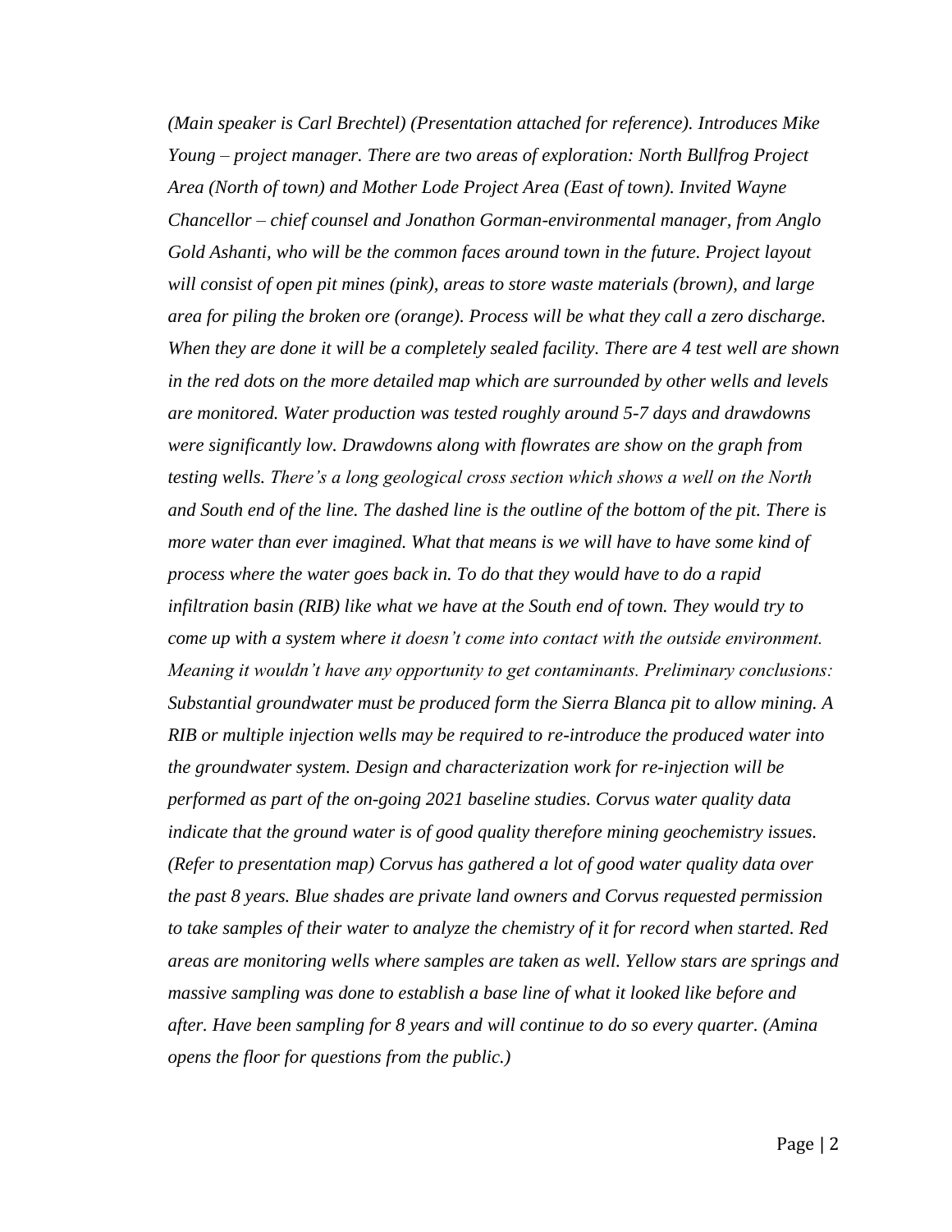*(Main speaker is Carl Brechtel) (Presentation attached for reference). Introduces Mike Young – project manager. There are two areas of exploration: North Bullfrog Project Area (North of town) and Mother Lode Project Area (East of town). Invited Wayne Chancellor – chief counsel and Jonathon Gorman-environmental manager, from Anglo Gold Ashanti, who will be the common faces around town in the future. Project layout will consist of open pit mines (pink), areas to store waste materials (brown), and large area for piling the broken ore (orange). Process will be what they call a zero discharge. When they are done it will be a completely sealed facility. There are 4 test well are shown in the red dots on the more detailed map which are surrounded by other wells and levels are monitored. Water production was tested roughly around 5-7 days and drawdowns were significantly low. Drawdowns along with flowrates are show on the graph from testing wells. There's a long geological cross section which shows a well on the North and South end of the line. The dashed line is the outline of the bottom of the pit. There is more water than ever imagined. What that means is we will have to have some kind of process where the water goes back in. To do that they would have to do a rapid infiltration basin (RIB) like what we have at the South end of town. They would try to come up with a system where it doesn't come into contact with the outside environment. Meaning it wouldn't have any opportunity to get contaminants. Preliminary conclusions: Substantial groundwater must be produced form the Sierra Blanca pit to allow mining. A RIB or multiple injection wells may be required to re-introduce the produced water into the groundwater system. Design and characterization work for re-injection will be performed as part of the on-going 2021 baseline studies. Corvus water quality data indicate that the ground water is of good quality therefore mining geochemistry issues. (Refer to presentation map) Corvus has gathered a lot of good water quality data over the past 8 years. Blue shades are private land owners and Corvus requested permission to take samples of their water to analyze the chemistry of it for record when started. Red areas are monitoring wells where samples are taken as well. Yellow stars are springs and massive sampling was done to establish a base line of what it looked like before and after. Have been sampling for 8 years and will continue to do so every quarter. (Amina opens the floor for questions from the public.)*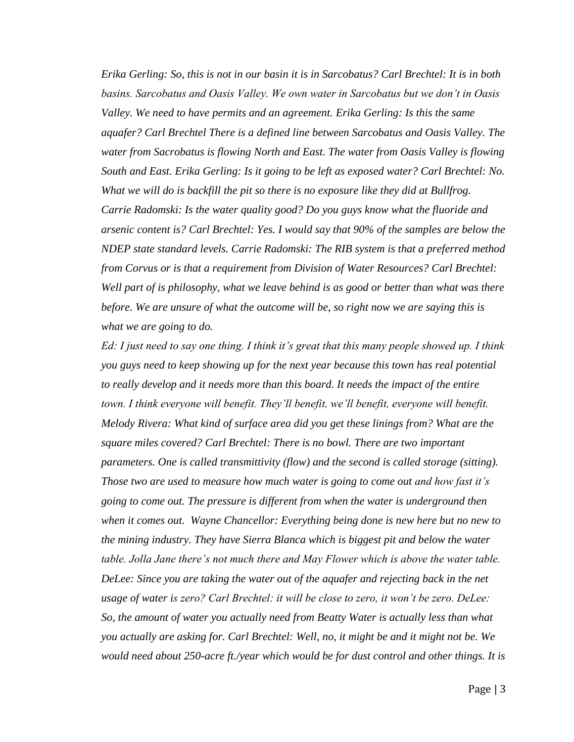*Erika Gerling: So, this is not in our basin it is in Sarcobatus? Carl Brechtel: It is in both basins. Sarcobatus and Oasis Valley. We own water in Sarcobatus but we don't in Oasis Valley. We need to have permits and an agreement. Erika Gerling: Is this the same aquafer? Carl Brechtel There is a defined line between Sarcobatus and Oasis Valley. The water from Sacrobatus is flowing North and East. The water from Oasis Valley is flowing South and East. Erika Gerling: Is it going to be left as exposed water? Carl Brechtel: No. What we will do is backfill the pit so there is no exposure like they did at Bullfrog. Carrie Radomski: Is the water quality good? Do you guys know what the fluoride and arsenic content is? Carl Brechtel: Yes. I would say that 90% of the samples are below the NDEP state standard levels. Carrie Radomski: The RIB system is that a preferred method from Corvus or is that a requirement from Division of Water Resources? Carl Brechtel: Well part of is philosophy, what we leave behind is as good or better than what was there before. We are unsure of what the outcome will be, so right now we are saying this is what we are going to do.*

*Ed: I just need to say one thing. I think it's great that this many people showed up. I think you guys need to keep showing up for the next year because this town has real potential to really develop and it needs more than this board. It needs the impact of the entire town. I think everyone will benefit. They'll benefit, we'll benefit, everyone will benefit. Melody Rivera: What kind of surface area did you get these linings from? What are the square miles covered? Carl Brechtel: There is no bowl. There are two important parameters. One is called transmittivity (flow) and the second is called storage (sitting). Those two are used to measure how much water is going to come out and how fast it's going to come out. The pressure is different from when the water is underground then when it comes out. Wayne Chancellor: Everything being done is new here but no new to the mining industry. They have Sierra Blanca which is biggest pit and below the water table. Jolla Jane there's not much there and May Flower which is above the water table. DeLee: Since you are taking the water out of the aquafer and rejecting back in the net usage of water is zero? Carl Brechtel: it will be close to zero, it won't be zero. DeLee: So, the amount of water you actually need from Beatty Water is actually less than what you actually are asking for. Carl Brechtel: Well, no, it might be and it might not be. We would need about 250-acre ft./year which would be for dust control and other things. It is*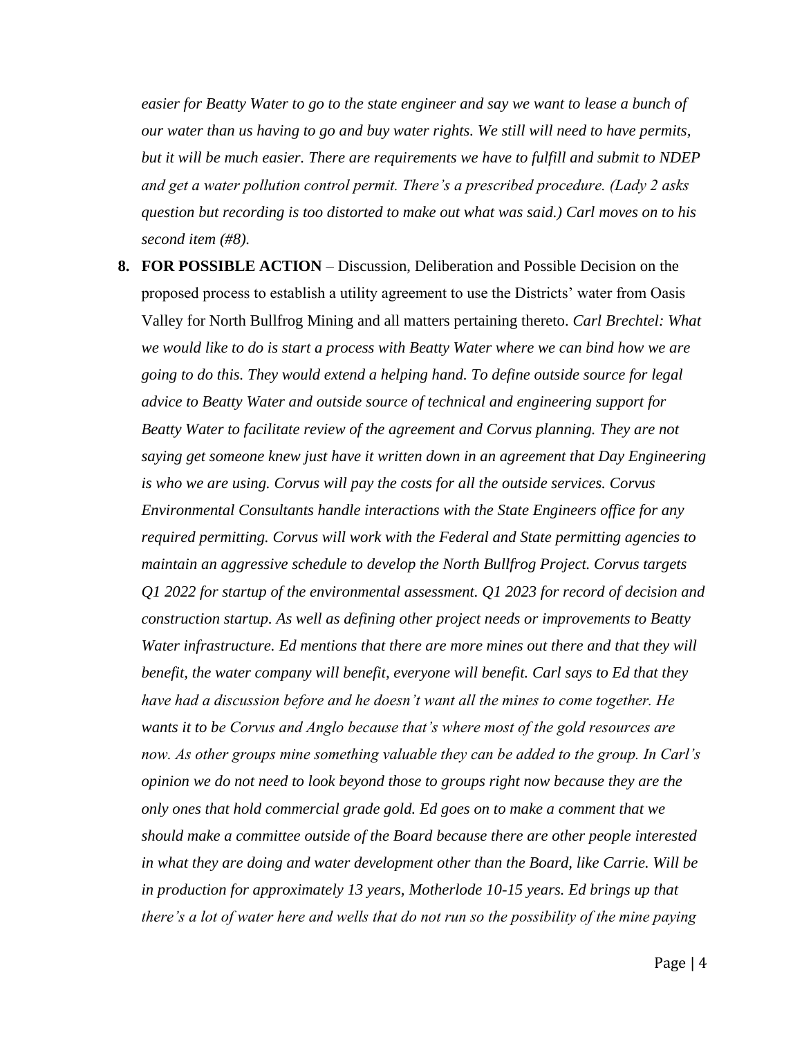*easier for Beatty Water to go to the state engineer and say we want to lease a bunch of our water than us having to go and buy water rights. We still will need to have permits, but it will be much easier. There are requirements we have to fulfill and submit to NDEP and get a water pollution control permit. There's a prescribed procedure. (Lady 2 asks question but recording is too distorted to make out what was said.) Carl moves on to his second item (#8).*

8. **FOR POSSIBLE ACTION** – Discussion, Deliberation and Possible Decision on the proposed process to establish a utility agreement to use the Districts' water from Oasis Valley for North Bullfrog Mining and all matters pertaining thereto. *Carl Brechtel: What we would like to do is start a process with Beatty Water where we can bind how we are going to do this. They would extend a helping hand. To define outside source for legal advice to Beatty Water and outside source of technical and engineering support for Beatty Water to facilitate review of the agreement and Corvus planning. They are not saying get someone knew just have it written down in an agreement that Day Engineering is who we are using. Corvus will pay the costs for all the outside services. Corvus Environmental Consultants handle interactions with the State Engineers office for any required permitting. Corvus will work with the Federal and State permitting agencies to maintain an aggressive schedule to develop the North Bullfrog Project. Corvus targets Q1 2022 for startup of the environmental assessment. Q1 2023 for record of decision and construction startup. As well as defining other project needs or improvements to Beatty Water infrastructure. Ed mentions that there are more mines out there and that they will benefit, the water company will benefit, everyone will benefit. Carl says to Ed that they have had a discussion before and he doesn't want all the mines to come together. He wants it to be Corvus and Anglo because that's where most of the gold resources are now. As other groups mine something valuable they can be added to the group. In Carl's opinion we do not need to look beyond those to groups right now because they are the only ones that hold commercial grade gold. Ed goes on to make a comment that we should make a committee outside of the Board because there are other people interested in what they are doing and water development other than the Board, like Carrie. Will be in production for approximately 13 years, Motherlode 10-15 years. Ed brings up that there's a lot of water here and wells that do not run so the possibility of the mine paying*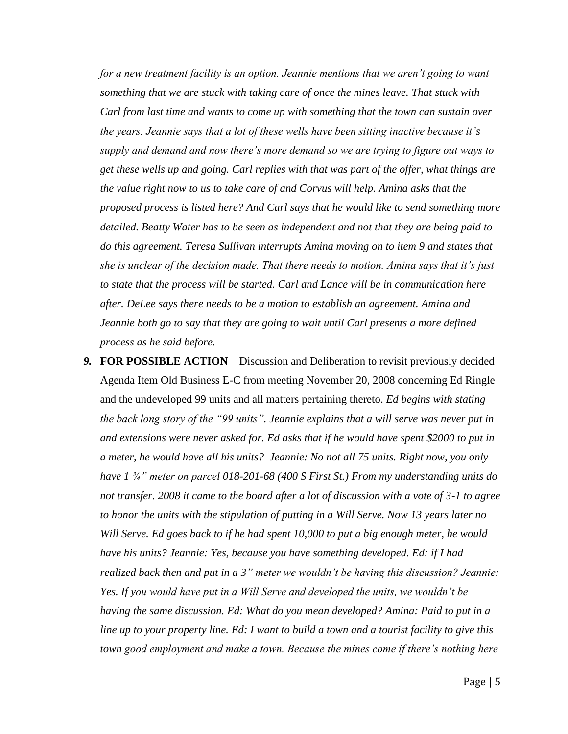*for a new treatment facility is an option. Jeannie mentions that we aren't going to want something that we are stuck with taking care of once the mines leave. That stuck with Carl from last time and wants to come up with something that the town can sustain over the years. Jeannie says that a lot of these wells have been sitting inactive because it's supply and demand and now there's more demand so we are trying to figure out ways to get these wells up and going. Carl replies with that was part of the offer, what things are the value right now to us to take care of and Corvus will help. Amina asks that the proposed process is listed here? And Carl says that he would like to send something more detailed. Beatty Water has to be seen as independent and not that they are being paid to do this agreement. Teresa Sullivan interrupts Amina moving on to item 9 and states that she is unclear of the decision made. That there needs to motion. Amina says that it's just to state that the process will be started. Carl and Lance will be in communication here after. DeLee says there needs to be a motion to establish an agreement. Amina and Jeannie both go to say that they are going to wait until Carl presents a more defined process as he said before.*

9. **FOR POSSIBLE ACTION** – Discussion and Deliberation to revisit previously decided Agenda Item Old Business E-C from meeting November 20, 2008 concerning Ed Ringle and the undeveloped 99 units and all matters pertaining thereto. *Ed begins with stating the back long story of the "99 units". Jeannie explains that a will serve was never put in and extensions were never asked for. Ed asks that if he would have spent $2000 to put in a meter, he would have all his units? Jeannie: No not all 75 units. Right now, you only have 1 ¾" meter on parcel 018-201-68 (400 S First St.) From my understanding units do not transfer. 2008 it came to the board after a lot of discussion with a vote of 3-1 to agree to honor the units with the stipulation of putting in a Will Serve. Now 13 years later no Will Serve. Ed goes back to if he had spent 10,000 to put a big enough meter, he would have his units? Jeannie: Yes, because you have something developed. Ed: if I had realized back then and put in a 3" meter we wouldn't be having this discussion? Jeannie: Yes. If you would have put in a Will Serve and developed the units, we wouldn't be having the same discussion. Ed: What do you mean developed? Amina: Paid to put in a line up to your property line. Ed: I want to build a town and a tourist facility to give this town good employment and make a town. Because the mines come if there's nothing here*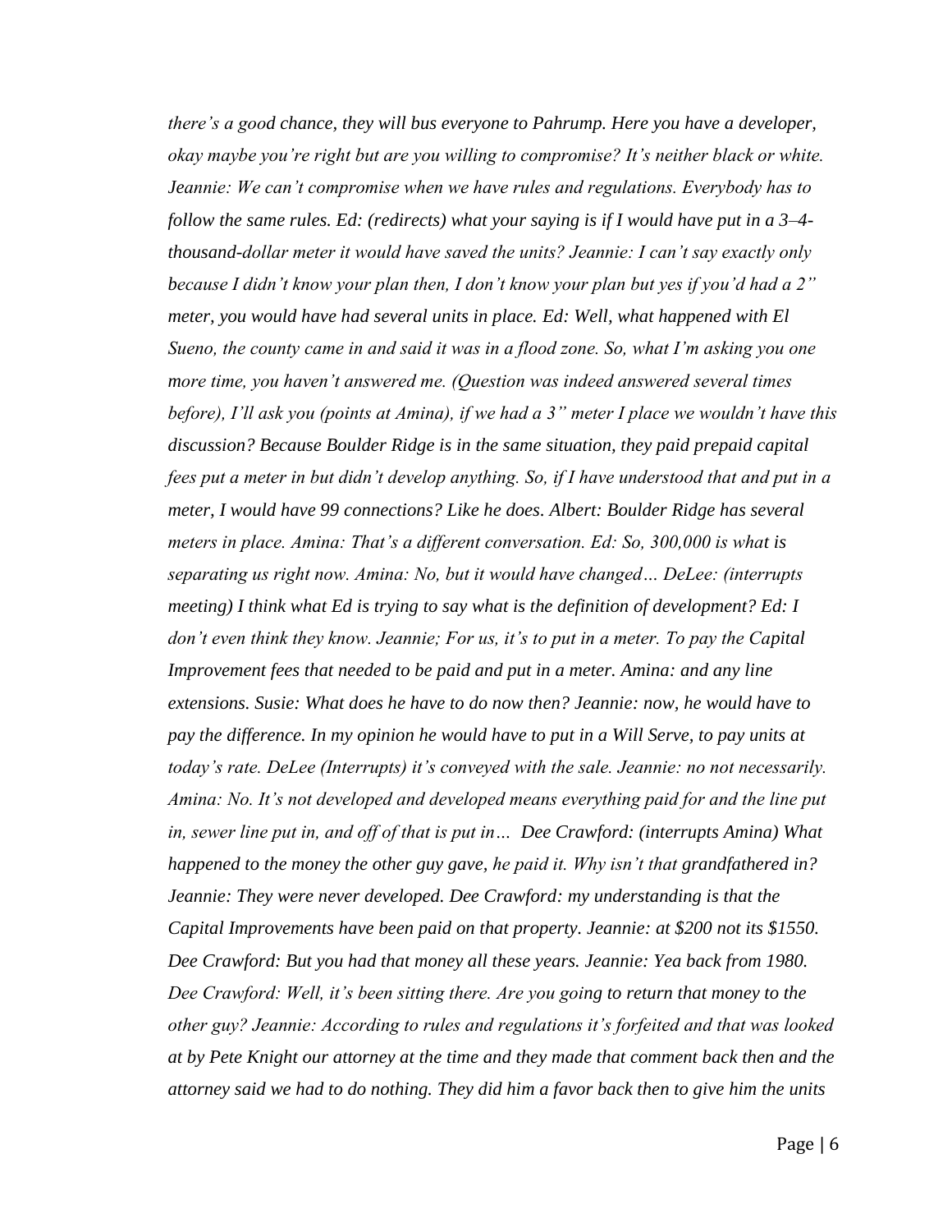*there's a good chance, they will bus everyone to Pahrump. Here you have a developer, okay maybe you're right but are you willing to compromise? It's neither black or white. Jeannie: We can't compromise when we have rules and regulations. Everybody has to follow the same rules. Ed: (redirects) what your saying is if I would have put in a 3–4-thousand-dollar meter it would have saved the units? Jeannie: I can't say exactly only because I didn't know your plan then, I don't know your plan but yes if you'd had a 2" meter, you would have had several units in place. Ed: Well, what happened with El Sueno, the county came in and said it was in a flood zone. So, what I'm asking you one more time, you haven't answered me. (Question was indeed answered several times before), I'll ask you (points at Amina), if we had a 3" meter I place we wouldn't have this discussion? Because Boulder Ridge is in the same situation, they paid prepaid capital fees put a meter in but didn't develop anything. So, if I have understood that and put in a meter, I would have 99 connections? Like he does. Albert: Boulder Ridge has several meters in place. Amina: That's a different conversation. Ed: So, 300,000 is what is separating us right now. Amina: No, but it would have changed… DeLee: (interrupts meeting) I think what Ed is trying to say what is the definition of development? Ed: I don't even think they know. Jeannie; For us, it's to put in a meter. To pay the Capital Improvement fees that needed to be paid and put in a meter. Amina: and any line extensions. Susie: What does he have to do now then? Jeannie: now, he would have to pay the difference. In my opinion he would have to put in a Will Serve, to pay units at today's rate. DeLee (Interrupts) it's conveyed with the sale. Jeannie: no not necessarily. Amina: No. It's not developed and developed means everything paid for and the line put in, sewer line put in, and off of that is put in… Dee Crawford: (interrupts Amina) What happened to the money the other guy gave, he paid it. Why isn't that grandfathered in? Jeannie: They were never developed. Dee Crawford: my understanding is that the Capital Improvements have been paid on that property. Jeannie: at $200 not its $1550. Dee Crawford: But you had that money all these years. Jeannie: Yea back from 1980. Dee Crawford: Well, it's been sitting there. Are you going to return that money to the other guy? Jeannie: According to rules and regulations it's forfeited and that was looked at by Pete Knight our attorney at the time and they made that comment back then and the attorney said we had to do nothing. They did him a favor back then to give him the units*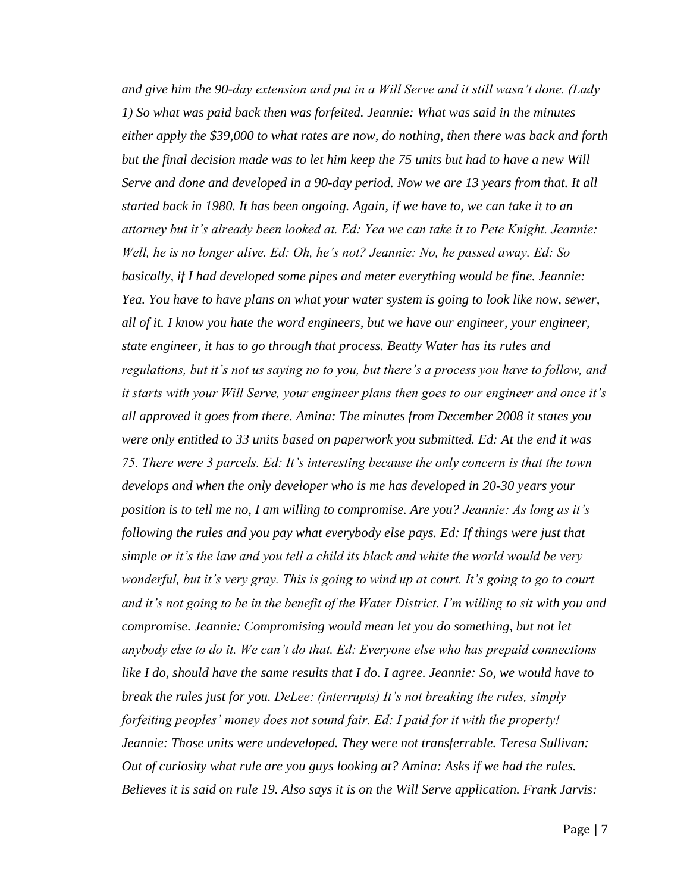*and give him the 90-day extension and put in a Will Serve and it still wasn't done. (Lady 1) So what was paid back then was forfeited. Jeannie: What was said in the minutes either apply the $39,000 to what rates are now, do nothing, then there was back and forth but the final decision made was to let him keep the 75 units but had to have a new Will Serve and done and developed in a 90-day period. Now we are 13 years from that. It all started back in 1980. It has been ongoing. Again, if we have to, we can take it to an attorney but it's already been looked at. Ed: Yea we can take it to Pete Knight. Jeannie: Well, he is no longer alive. Ed: Oh, he's not? Jeannie: No, he passed away. Ed: So basically, if I had developed some pipes and meter everything would be fine. Jeannie: Yea. You have to have plans on what your water system is going to look like now, sewer, all of it. I know you hate the word engineers, but we have our engineer, your engineer, state engineer, it has to go through that process. Beatty Water has its rules and regulations, but it's not us saying no to you, but there's a process you have to follow, and it starts with your Will Serve, your engineer plans then goes to our engineer and once it's all approved it goes from there. Amina: The minutes from December 2008 it states you were only entitled to 33 units based on paperwork you submitted. Ed: At the end it was 75. There were 3 parcels. Ed: It's interesting because the only concern is that the town develops and when the only developer who is me has developed in 20-30 years your position is to tell me no, I am willing to compromise. Are you? Jeannie: As long as it's following the rules and you pay what everybody else pays. Ed: If things were just that simple or it's the law and you tell a child its black and white the world would be very wonderful, but it's very gray. This is going to wind up at court. It's going to go to court and it's not going to be in the benefit of the Water District. I'm willing to sit with you and compromise. Jeannie: Compromising would mean let you do something, but not let anybody else to do it. We can't do that. Ed: Everyone else who has prepaid connections like I do, should have the same results that I do. I agree. Jeannie: So, we would have to break the rules just for you. DeLee: (interrupts) It's not breaking the rules, simply forfeiting peoples' money does not sound fair. Ed: I paid for it with the property! Jeannie: Those units were undeveloped. They were not transferrable. Teresa Sullivan: Out of curiosity what rule are you guys looking at? Amina: Asks if we had the rules. Believes it is said on rule 19. Also says it is on the Will Serve application. Frank Jarvis:*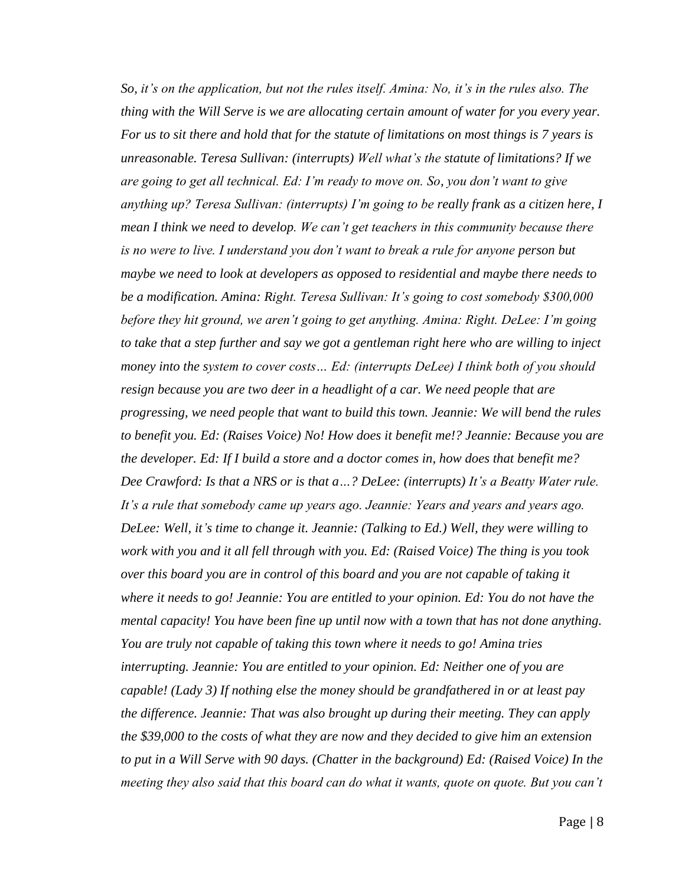*So, it's on the application, but not the rules itself. Amina: No, it's in the rules also. The thing with the Will Serve is we are allocating certain amount of water for you every year. For us to sit there and hold that for the statute of limitations on most things is 7 years is unreasonable. Teresa Sullivan: (interrupts) Well what's the statute of limitations? If we are going to get all technical. Ed: I'm ready to move on. So, you don't want to give anything up? Teresa Sullivan: (interrupts) I'm going to be really frank as a citizen here, I mean I think we need to develop. We can't get teachers in this community because there is no were to live. I understand you don't want to break a rule for anyone person but maybe we need to look at developers as opposed to residential and maybe there needs to be a modification. Amina: Right. Teresa Sullivan: It's going to cost somebody $300,000 before they hit ground, we aren't going to get anything. Amina: Right. DeLee: I'm going to take that a step further and say we got a gentleman right here who are willing to inject money into the system to cover costs… Ed: (interrupts DeLee) I think both of you should resign because you are two deer in a headlight of a car. We need people that are progressing, we need people that want to build this town. Jeannie: We will bend the rules to benefit you. Ed: (Raises Voice) No! How does it benefit me!? Jeannie: Because you are the developer. Ed: If I build a store and a doctor comes in, how does that benefit me? Dee Crawford: Is that a NRS or is that a…? DeLee: (interrupts) It's a Beatty Water rule. It's a rule that somebody came up years ago. Jeannie: Years and years and years ago. DeLee: Well, it's time to change it. Jeannie: (Talking to Ed.) Well, they were willing to work with you and it all fell through with you. Ed: (Raised Voice) The thing is you took over this board you are in control of this board and you are not capable of taking it where it needs to go! Jeannie: You are entitled to your opinion. Ed: You do not have the mental capacity! You have been fine up until now with a town that has not done anything. You are truly not capable of taking this town where it needs to go! Amina tries interrupting. Jeannie: You are entitled to your opinion. Ed: Neither one of you are capable! (Lady 3) If nothing else the money should be grandfathered in or at least pay the difference. Jeannie: That was also brought up during their meeting. They can apply the $39,000 to the costs of what they are now and they decided to give him an extension to put in a Will Serve with 90 days. (Chatter in the background) Ed: (Raised Voice) In the meeting they also said that this board can do what it wants, quote on quote. But you can't*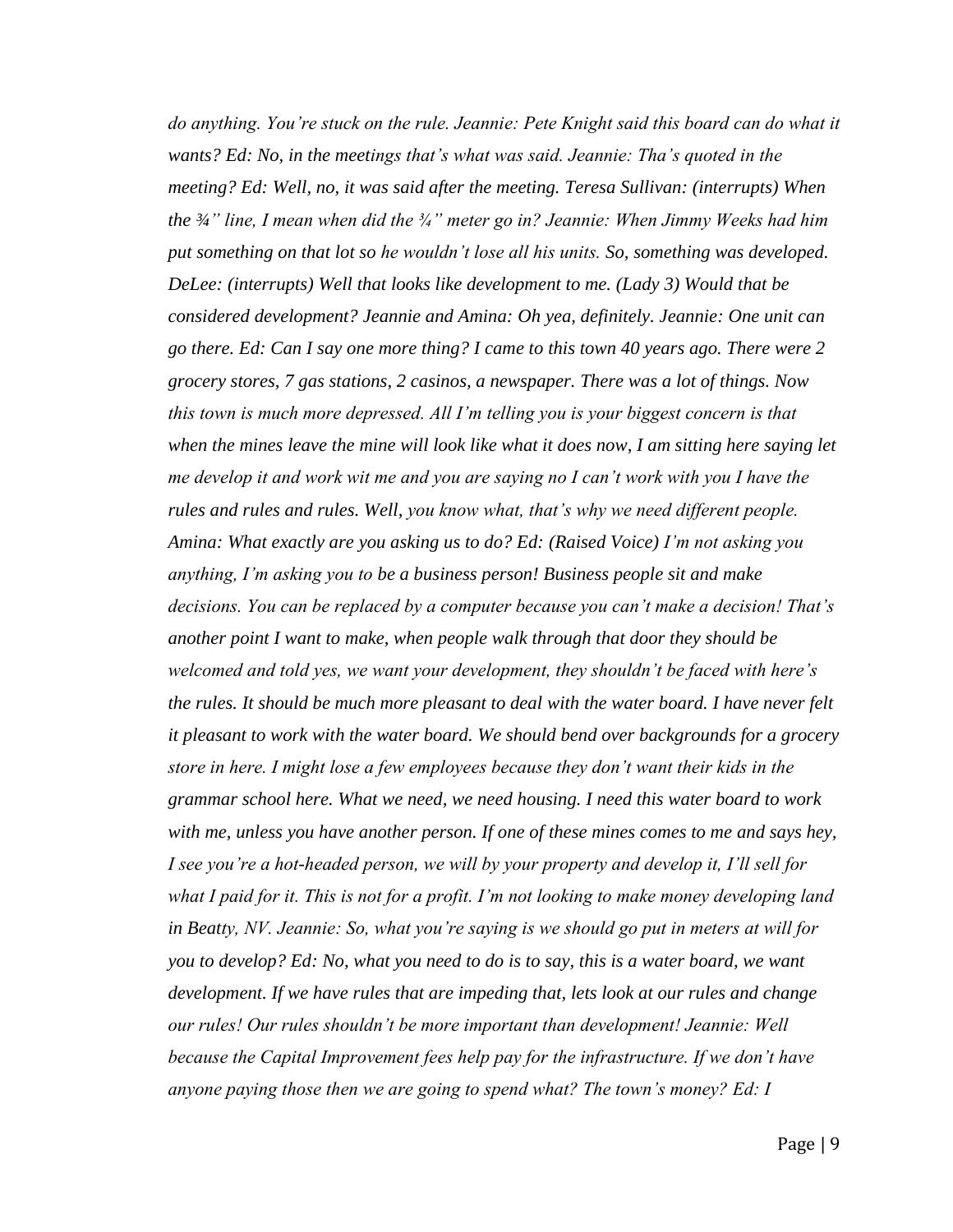*do anything. You're stuck on the rule. Jeannie: Pete Knight said this board can do what it wants? Ed: No, in the meetings that's what was said. Jeannie: Tha's quoted in the meeting? Ed: Well, no, it was said after the meeting. Teresa Sullivan: (interrupts) When the ¾" line, I mean when did the ¾" meter go in? Jeannie: When Jimmy Weeks had him put something on that lot so he wouldn't lose all his units. So, something was developed. DeLee: (interrupts) Well that looks like development to me. (Lady 3) Would that be considered development? Jeannie and Amina: Oh yea, definitely. Jeannie: One unit can go there. Ed: Can I say one more thing? I came to this town 40 years ago. There were 2 grocery stores, 7 gas stations, 2 casinos, a newspaper. There was a lot of things. Now this town is much more depressed. All I'm telling you is your biggest concern is that when the mines leave the mine will look like what it does now, I am sitting here saying let me develop it and work wit me and you are saying no I can't work with you I have the rules and rules and rules. Well, you know what, that's why we need different people. Amina: What exactly are you asking us to do? Ed: (Raised Voice) I'm not asking you anything, I'm asking you to be a business person! Business people sit and make decisions. You can be replaced by a computer because you can't make a decision! That's another point I want to make, when people walk through that door they should be welcomed and told yes, we want your development, they shouldn't be faced with here's the rules. It should be much more pleasant to deal with the water board. I have never felt it pleasant to work with the water board. We should bend over backgrounds for a grocery store in here. I might lose a few employees because they don't want their kids in the grammar school here. What we need, we need housing. I need this water board to work with me, unless you have another person. If one of these mines comes to me and says hey, I see you're a hot-headed person, we will by your property and develop it, I'll sell for what I paid for it. This is not for a profit. I'm not looking to make money developing land in Beatty, NV. Jeannie: So, what you're saying is we should go put in meters at will for you to develop? Ed: No, what you need to do is to say, this is a water board, we want development. If we have rules that are impeding that, lets look at our rules and change our rules! Our rules shouldn't be more important than development! Jeannie: Well because the Capital Improvement fees help pay for the infrastructure. If we don't have anyone paying those then we are going to spend what? The town's money? Ed: I*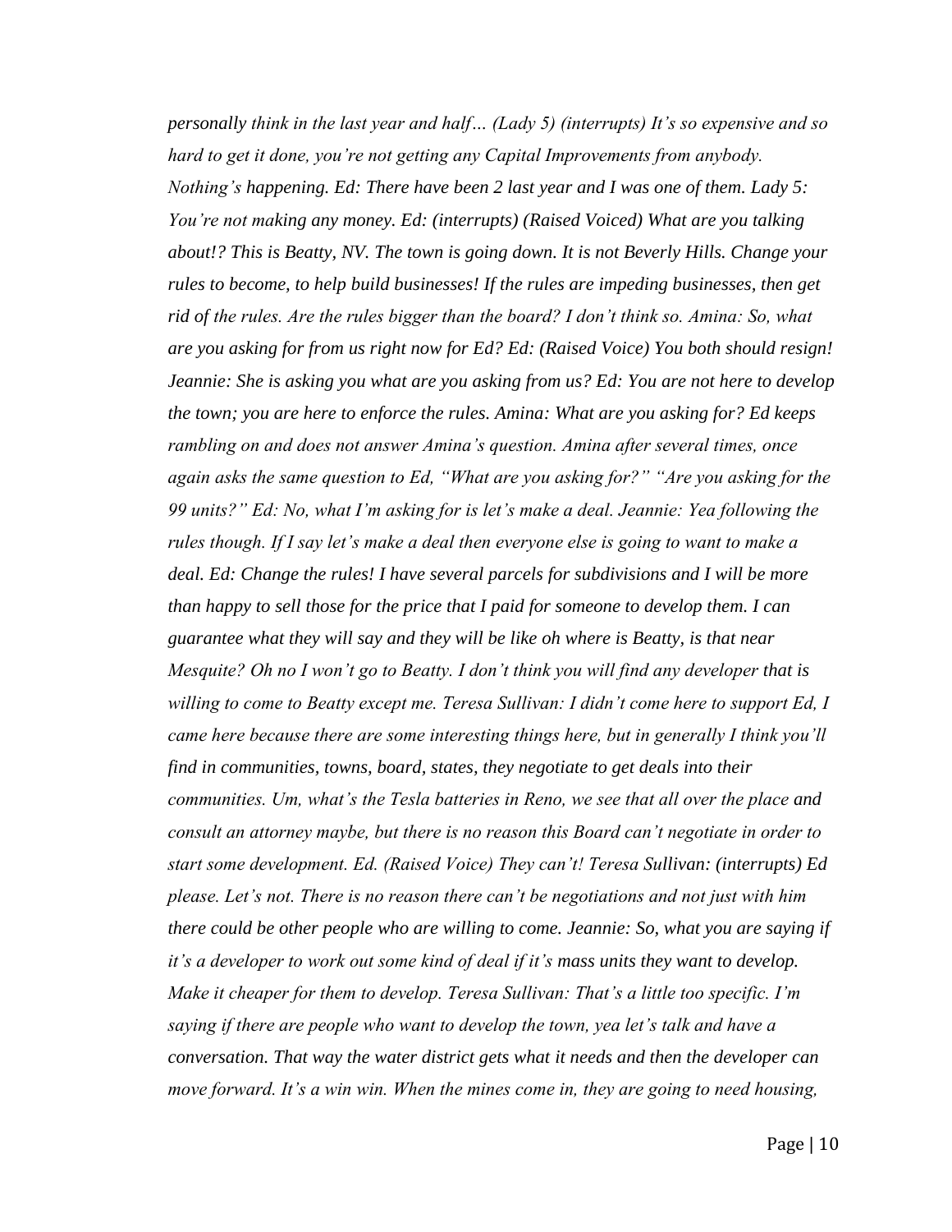*personally think in the last year and half… (Lady 5) (interrupts) It's so expensive and so hard to get it done, you're not getting any Capital Improvements from anybody. Nothing's happening. Ed: There have been 2 last year and I was one of them. Lady 5: You're not making any money. Ed: (interrupts) (Raised Voiced) What are you talking about!? This is Beatty, NV. The town is going down. It is not Beverly Hills. Change your rules to become, to help build businesses! If the rules are impeding businesses, then get rid of the rules. Are the rules bigger than the board? I don't think so. Amina: So, what are you asking for from us right now for Ed? Ed: (Raised Voice) You both should resign! Jeannie: She is asking you what are you asking from us? Ed: You are not here to develop the town; you are here to enforce the rules. Amina: What are you asking for? Ed keeps rambling on and does not answer Amina's question. Amina after several times, once again asks the same question to Ed, "What are you asking for?" "Are you asking for the 99 units?" Ed: No, what I'm asking for is let's make a deal. Jeannie: Yea following the rules though. If I say let's make a deal then everyone else is going to want to make a deal. Ed: Change the rules! I have several parcels for subdivisions and I will be more than happy to sell those for the price that I paid for someone to develop them. I can guarantee what they will say and they will be like oh where is Beatty, is that near Mesquite? Oh no I won't go to Beatty. I don't think you will find any developer that is willing to come to Beatty except me. Teresa Sullivan: I didn't come here to support Ed, I came here because there are some interesting things here, but in generally I think you'll find in communities, towns, board, states, they negotiate to get deals into their communities. Um, what's the Tesla batteries in Reno, we see that all over the place and consult an attorney maybe, but there is no reason this Board can't negotiate in order to start some development. Ed. (Raised Voice) They can't! Teresa Sullivan: (interrupts) Ed please. Let's not. There is no reason there can't be negotiations and not just with him there could be other people who are willing to come. Jeannie: So, what you are saying if it's a developer to work out some kind of deal if it's mass units they want to develop. Make it cheaper for them to develop. Teresa Sullivan: That's a little too specific. I'm saying if there are people who want to develop the town, yea let's talk and have a conversation. That way the water district gets what it needs and then the developer can move forward. It's a win win. When the mines come in, they are going to need housing,*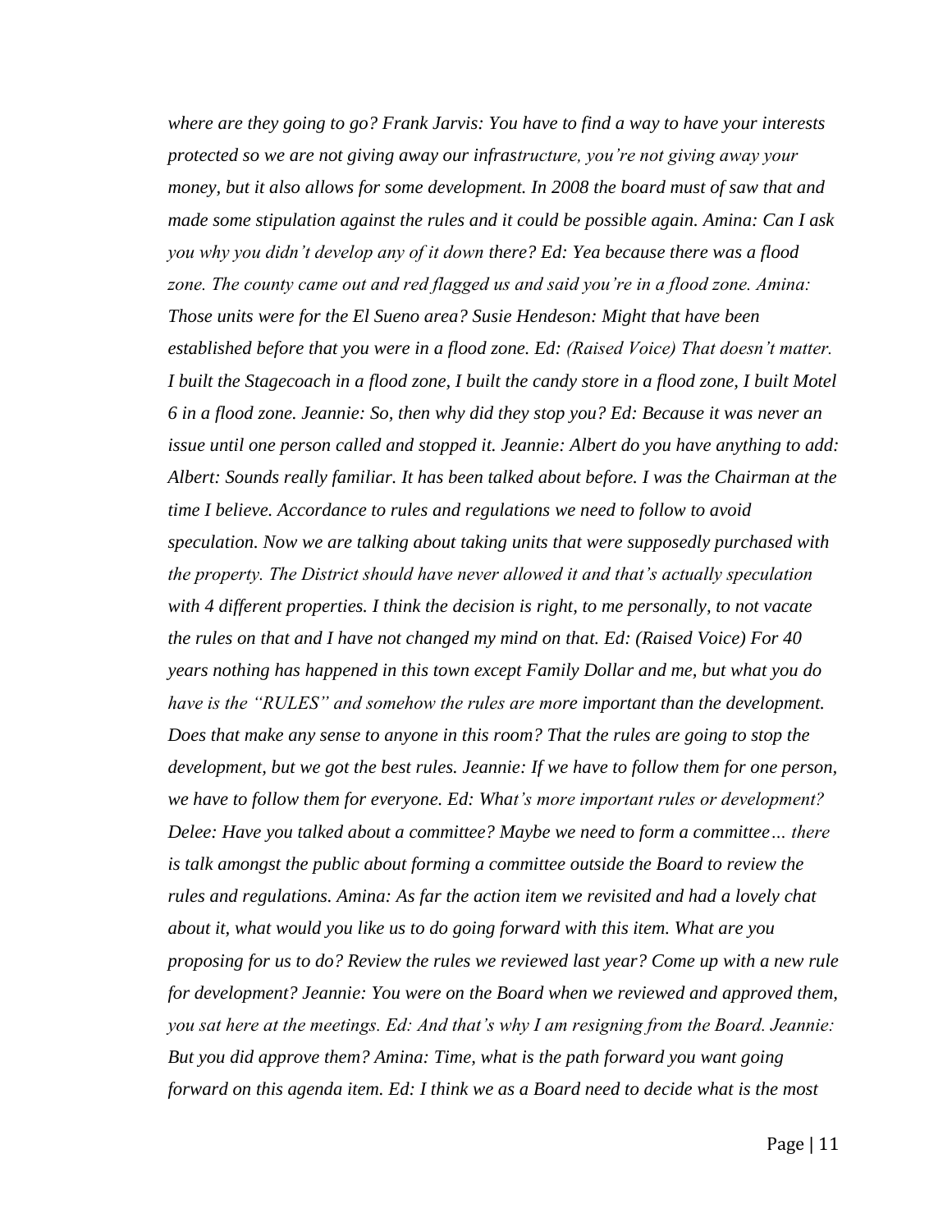*where are they going to go? Frank Jarvis: You have to find a way to have your interests protected so we are not giving away our infrastructure, you're not giving away your money, but it also allows for some development. In 2008 the board must of saw that and made some stipulation against the rules and it could be possible again. Amina: Can I ask you why you didn't develop any of it down there? Ed: Yea because there was a flood zone. The county came out and red flagged us and said you're in a flood zone. Amina: Those units were for the El Sueno area? Susie Hendeson: Might that have been established before that you were in a flood zone. Ed: (Raised Voice) That doesn't matter. I built the Stagecoach in a flood zone, I built the candy store in a flood zone, I built Motel 6 in a flood zone. Jeannie: So, then why did they stop you? Ed: Because it was never an issue until one person called and stopped it. Jeannie: Albert do you have anything to add: Albert: Sounds really familiar. It has been talked about before. I was the Chairman at the time I believe. Accordance to rules and regulations we need to follow to avoid speculation. Now we are talking about taking units that were supposedly purchased with the property. The District should have never allowed it and that's actually speculation with 4 different properties. I think the decision is right, to me personally, to not vacate the rules on that and I have not changed my mind on that. Ed: (Raised Voice) For 40 years nothing has happened in this town except Family Dollar and me, but what you do have is the "RULES" and somehow the rules are more important than the development. Does that make any sense to anyone in this room? That the rules are going to stop the development, but we got the best rules. Jeannie: If we have to follow them for one person, we have to follow them for everyone. Ed: What's more important rules or development? Delee: Have you talked about a committee? Maybe we need to form a committee… there is talk amongst the public about forming a committee outside the Board to review the rules and regulations. Amina: As far the action item we revisited and had a lovely chat about it, what would you like us to do going forward with this item. What are you proposing for us to do? Review the rules we reviewed last year? Come up with a new rule for development? Jeannie: You were on the Board when we reviewed and approved them, you sat here at the meetings. Ed: And that's why I am resigning from the Board. Jeannie: But you did approve them? Amina: Time, what is the path forward you want going forward on this agenda item. Ed: I think we as a Board need to decide what is the most*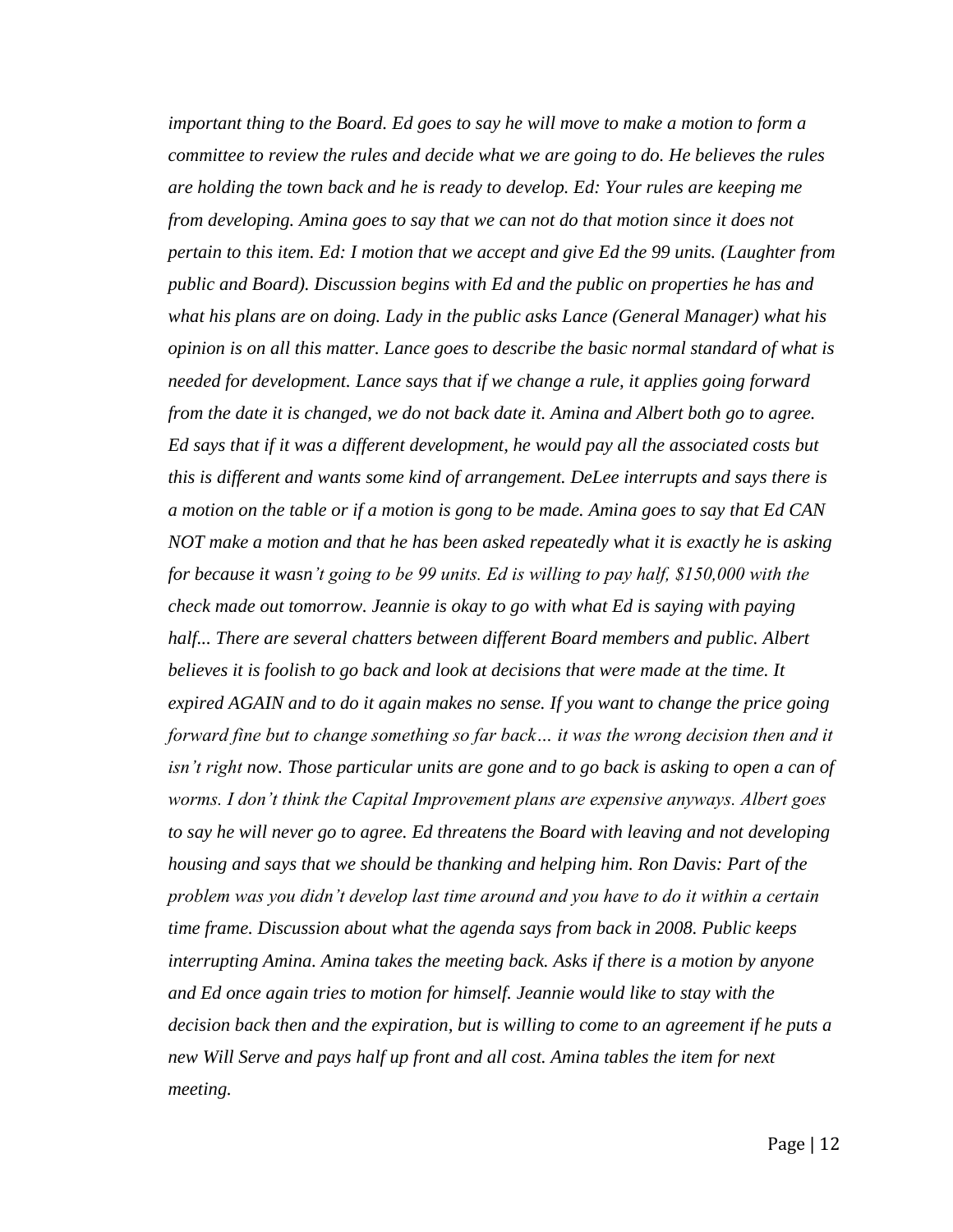*important thing to the Board. Ed goes to say he will move to make a motion to form a committee to review the rules and decide what we are going to do. He believes the rules are holding the town back and he is ready to develop. Ed: Your rules are keeping me from developing. Amina goes to say that we can not do that motion since it does not pertain to this item. Ed: I motion that we accept and give Ed the 99 units. (Laughter from public and Board). Discussion begins with Ed and the public on properties he has and what his plans are on doing. Lady in the public asks Lance (General Manager) what his opinion is on all this matter. Lance goes to describe the basic normal standard of what is needed for development. Lance says that if we change a rule, it applies going forward from the date it is changed, we do not back date it. Amina and Albert both go to agree. Ed says that if it was a different development, he would pay all the associated costs but this is different and wants some kind of arrangement. DeLee interrupts and says there is a motion on the table or if a motion is gong to be made. Amina goes to say that Ed CAN NOT make a motion and that he has been asked repeatedly what it is exactly he is asking for because it wasn't going to be 99 units. Ed is willing to pay half, $150,000 with the check made out tomorrow. Jeannie is okay to go with what Ed is saying with paying half... There are several chatters between different Board members and public. Albert believes it is foolish to go back and look at decisions that were made at the time. It expired AGAIN and to do it again makes no sense. If you want to change the price going forward fine but to change something so far back… it was the wrong decision then and it isn't right now. Those particular units are gone and to go back is asking to open a can of worms. I don't think the Capital Improvement plans are expensive anyways. Albert goes to say he will never go to agree. Ed threatens the Board with leaving and not developing housing and says that we should be thanking and helping him. Ron Davis: Part of the problem was you didn't develop last time around and you have to do it within a certain time frame. Discussion about what the agenda says from back in 2008. Public keeps interrupting Amina. Amina takes the meeting back. Asks if there is a motion by anyone and Ed once again tries to motion for himself. Jeannie would like to stay with the decision back then and the expiration, but is willing to come to an agreement if he puts a new Will Serve and pays half up front and all cost. Amina tables the item for next meeting.*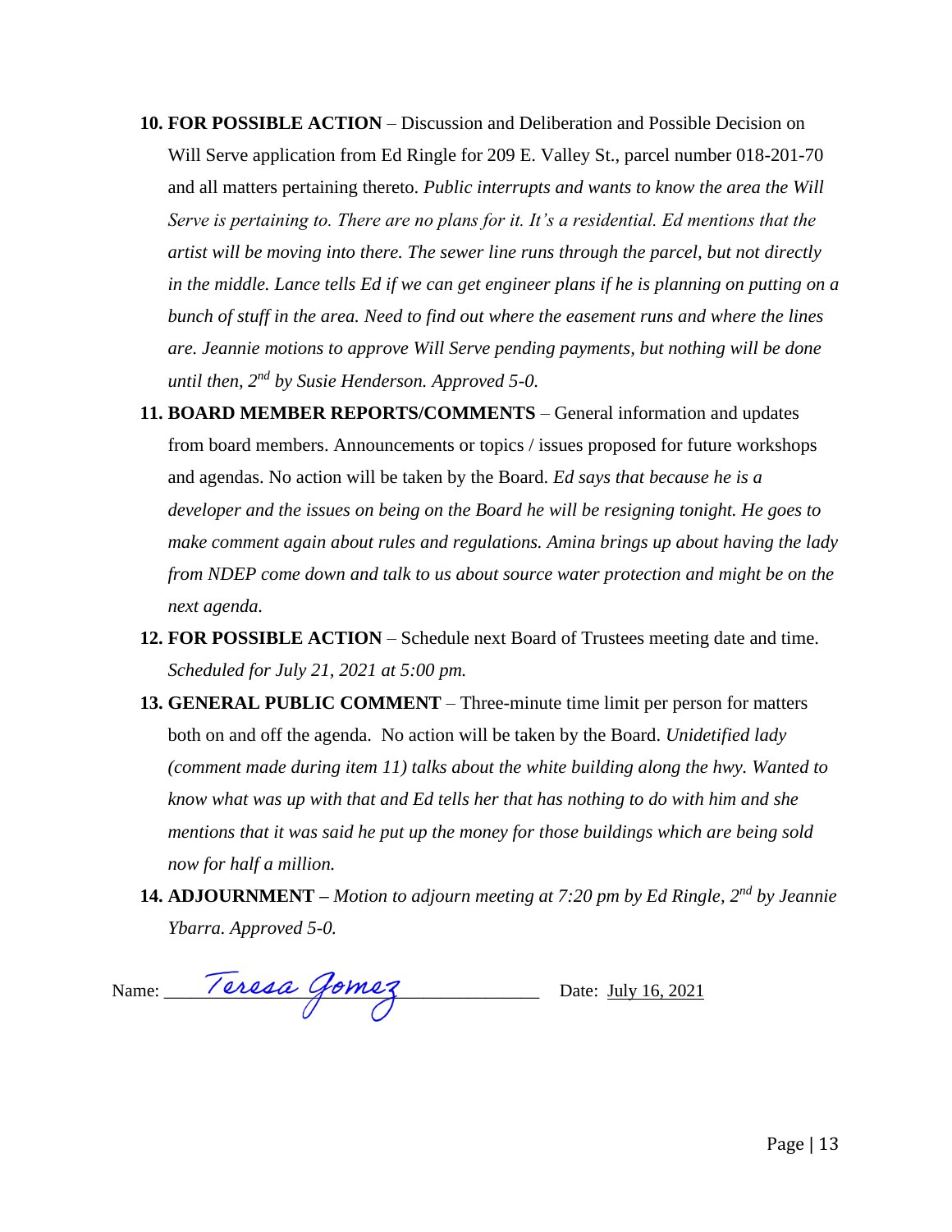10. **FOR POSSIBLE ACTION** – Discussion and Deliberation and Possible Decision on Will Serve application from Ed Ringle for 209 E. Valley St., parcel number 018-201-70 and all matters pertaining thereto. *Public interrupts and wants to know the area the Will Serve is pertaining to. There are no plans for it. It's a residential. Ed mentions that the artist will be moving into there. The sewer line runs through the parcel, but not directly in the middle. Lance tells Ed if we can get engineer plans if he is planning on putting on a bunch of stuff in the area. Need to find out where the easement runs and where the lines are. Jeannie motions to approve Will Serve pending payments, but nothing will be done until then, 2nd by Susie Henderson. Approved 5-0.*

11. **BOARD MEMBER REPORTS/COMMENTS** – General information and updates from board members. Announcements or topics / issues proposed for future workshops and agendas. No action will be taken by the Board. *Ed says that because he is a developer and the issues on being on the Board he will be resigning tonight. He goes to make comment again about rules and regulations. Amina brings up about having the lady from NDEP come down and talk to us about source water protection and might be on the next agenda.*

12. **FOR POSSIBLE ACTION** – Schedule next Board of Trustees meeting date and time. *Scheduled for July 21, 2021 at 5:00 pm.*

13. **GENERAL PUBLIC COMMENT** – Three-minute time limit per person for matters both on and off the agenda. No action will be taken by the Board. *Unidetified lady (comment made during item 11) talks about the white building along the hwy. Wanted to know what was up with that and Ed tells her that has nothing to do with him and she mentions that it was said he put up the money for those buildings which are being sold now for half a million.*

14. **ADJOURNMENT –** *Motion to adjourn meeting at 7:20 pm by Ed Ringle, 2nd by Jeannie Ybarra. Approved 5-0.*

Name: Teresa Gomez    Date: July 16, 2021